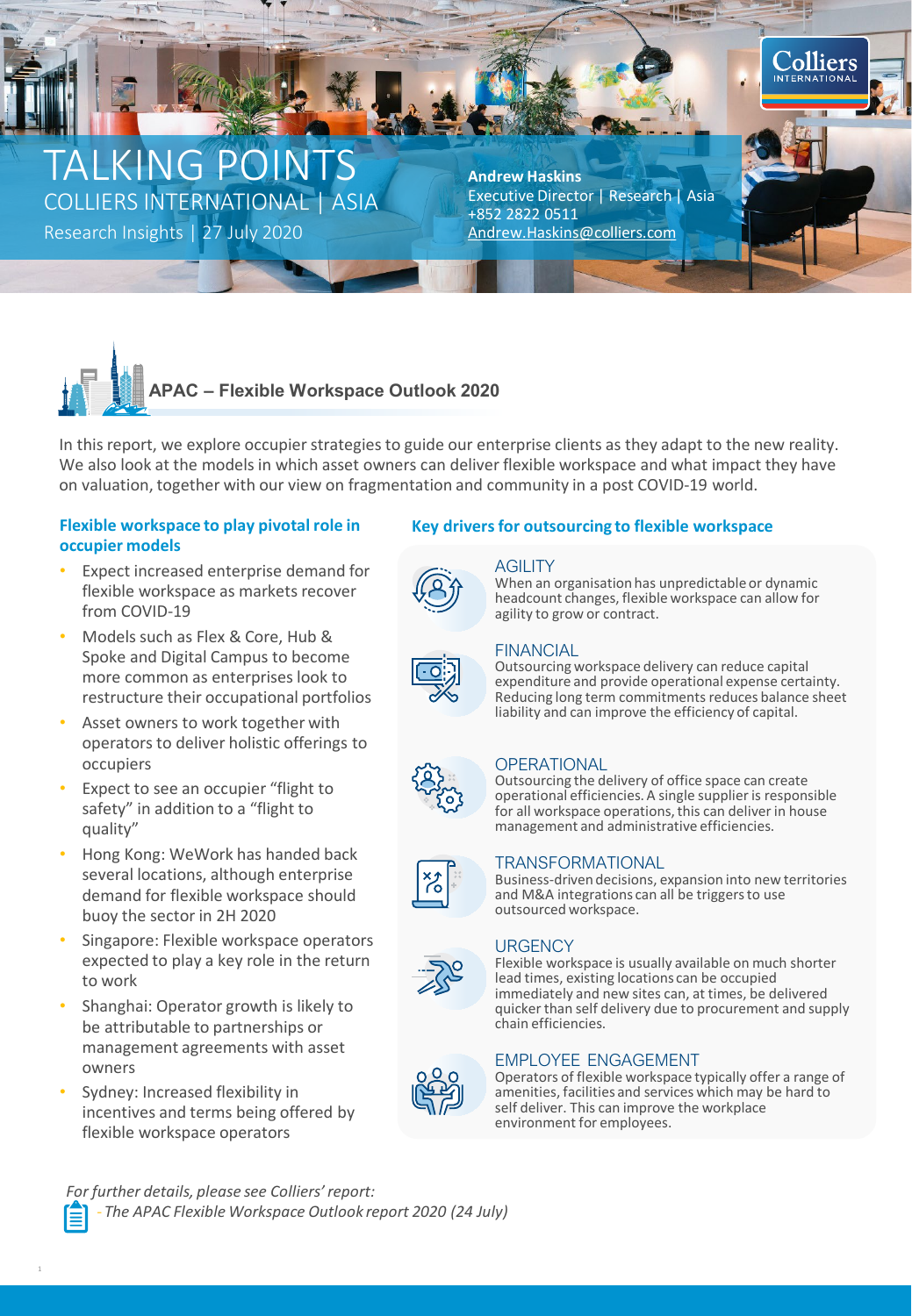# TALKING POINTS

COLLIERS INTERNATIONAL | ASIA

Research Insights | 27 July 2020

**Andrew Haskins**
Executive Director | Research | Asia
+852 2822 0511
Andrew.Haskins@colliers.com

## APAC – Flexible Workspace Outlook 2020

In this report, we explore occupier strategies to guide our enterprise clients as they adapt to the new reality. We also look at the models in which asset owners can deliver flexible workspace and what impact they have on valuation, together with our view on fragmentation and community in a post COVID-19 world.

### Flexible workspace to play pivotal role in occupier models

- Expect increased enterprise demand for flexible workspace as markets recover from COVID-19
- Models such as Flex & Core, Hub & Spoke and Digital Campus to become more common as enterprises look to restructure their occupational portfolios
- Asset owners to work together with operators to deliver holistic offerings to occupiers
- Expect to see an occupier "flight to safety" in addition to a "flight to quality"
- Hong Kong: WeWork has handed back several locations, although enterprise demand for flexible workspace should buoy the sector in 2H 2020
- Singapore: Flexible workspace operators expected to play a key role in the return to work
- Shanghai: Operator growth is likely to be attributable to partnerships or management agreements with asset owners
- Sydney: Increased flexibility in incentives and terms being offered by flexible workspace operators

### Key drivers for outsourcing to flexible workspace

**AGILITY**
When an organisation has unpredictable or dynamic headcount changes, flexible workspace can allow for agility to grow or contract.

**FINANCIAL**
Outsourcing workspace delivery can reduce capital expenditure and provide operational expense certainty. Reducing long term commitments reduces balance sheet liability and can improve the efficiency of capital.

**OPERATIONAL**
Outsourcing the delivery of office space can create operational efficiencies. A single supplier is responsible for all workspace operations, this can deliver in house management and administrative efficiencies.

**TRANSFORMATIONAL**
Business-driven decisions, expansion into new territories and M&A integrations can all be triggers to use outsourced workspace.

**URGENCY**
Flexible workspace is usually available on much shorter lead times, existing locations can be occupied immediately and new sites can, at times, be delivered quicker than self delivery due to procurement and supply chain efficiencies.

**EMPLOYEE ENGAGEMENT**
Operators of flexible workspace typically offer a range of amenities, facilities and services which may be hard to self deliver. This can improve the workplace environment for employees.

*For further details, please see Colliers' report:*
*- The APAC Flexible Workspace Outlook report 2020 (24 July)*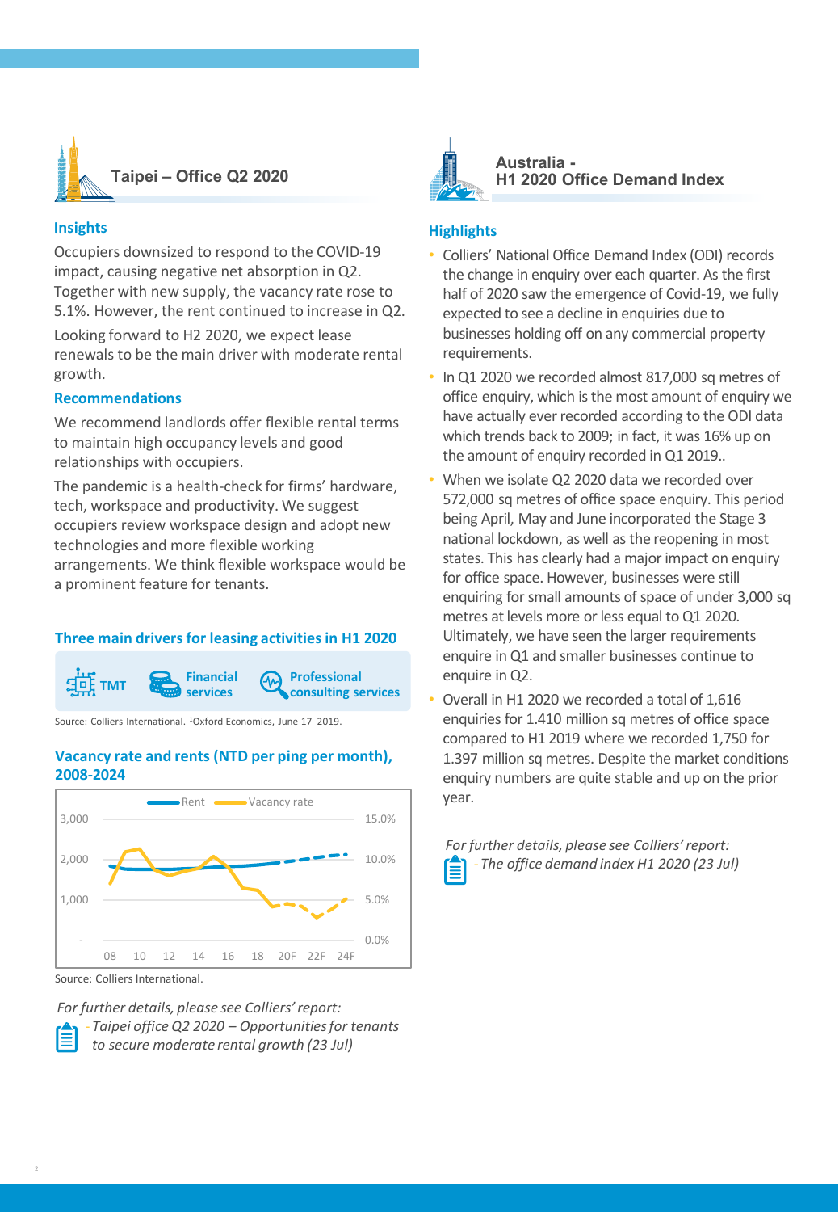## Taipei – Office Q2 2020

### Insights

Occupiers downsized to respond to the COVID-19 impact, causing negative net absorption in Q2. Together with new supply, the vacancy rate rose to 5.1%. However, the rent continued to increase in Q2.

Looking forward to H2 2020, we expect lease renewals to be the main driver with moderate rental growth.

### Recommendations

We recommend landlords offer flexible rental terms to maintain high occupancy levels and good relationships with occupiers.

The pandemic is a health-check for firms' hardware, tech, workspace and productivity. We suggest occupiers review workspace design and adopt new technologies and more flexible working arrangements. We think flexible workspace would be a prominent feature for tenants.

### Three main drivers for leasing activities in H1 2020

- TMT
- Financial services
- Professional consulting services

Source: Colliers International. [1]Oxford Economics, June 17 2019.

### Vacancy rate and rents (NTD per ping per month), 2008-2024

Source: Colliers International.

*For further details, please see Colliers' report:*

*- Taipei office Q2 2020 – Opportunities for tenants to secure moderate rental growth (23 Jul)*

## Australia - H1 2020 Office Demand Index

### Highlights

- Colliers' National Office Demand Index (ODI) records the change in enquiry over each quarter. As the first half of 2020 saw the emergence of Covid-19, we fully expected to see a decline in enquiries due to businesses holding off on any commercial property requirements.
- In Q1 2020 we recorded almost 817,000 sq metres of office enquiry, which is the most amount of enquiry we have actually ever recorded according to the ODI data which trends back to 2009; in fact, it was 16% up on the amount of enquiry recorded in Q1 2019..
- When we isolate Q2 2020 data we recorded over 572,000 sq metres of office space enquiry. This period being April, May and June incorporated the Stage 3 national lockdown, as well as the reopening in most states. This has clearly had a major impact on enquiry for office space. However, businesses were still enquiring for small amounts of space of under 3,000 sq metres at levels more or less equal to Q1 2020. Ultimately, we have seen the larger requirements enquire in Q1 and smaller businesses continue to enquire in Q2.
- Overall in H1 2020 we recorded a total of 1,616 enquiries for 1.410 million sq metres of office space compared to H1 2019 where we recorded 1,750 for 1.397 million sq metres. Despite the market conditions enquiry numbers are quite stable and up on the prior year.

*For further details, please see Colliers' report:*

*- The office demand index H1 2020 (23 Jul)*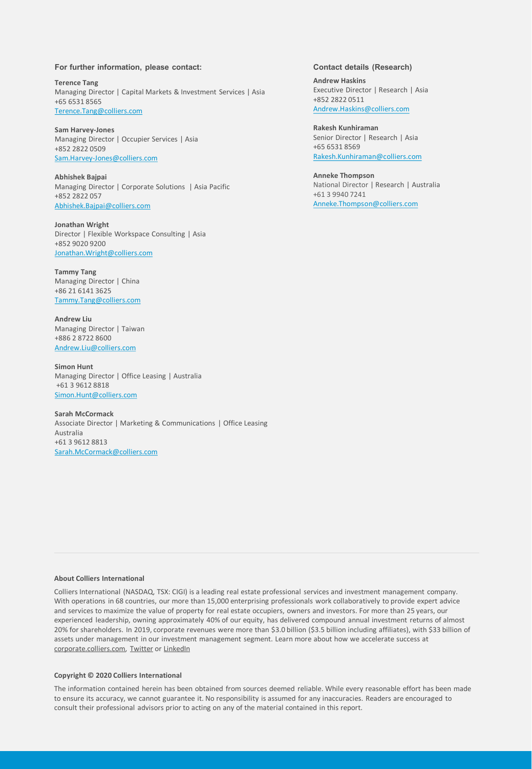### For further information, please contact:

**Terence Tang**
Managing Director | Capital Markets & Investment Services | Asia
+65 6531 8565
Terence.Tang@colliers.com

**Sam Harvey-Jones**
Managing Director | Occupier Services | Asia
+852 2822 0509
Sam.Harvey-Jones@colliers.com

**Abhishek Bajpai**
Managing Director | Corporate Solutions | Asia Pacific
+852 2822 057
Abhishek.Bajpai@colliers.com

**Jonathan Wright**
Director | Flexible Workspace Consulting | Asia
+852 9020 9200
Jonathan.Wright@colliers.com

**Tammy Tang**
Managing Director | China
+86 21 6141 3625
Tammy.Tang@colliers.com

**Andrew Liu**
Managing Director | Taiwan
+886 2 8722 8600
Andrew.Liu@colliers.com

**Simon Hunt**
Managing Director | Office Leasing | Australia
+61 3 9612 8818
Simon.Hunt@colliers.com

**Sarah McCormack**
Associate Director | Marketing & Communications | Office Leasing
Australia
+61 3 9612 8813
Sarah.McCormack@colliers.com

### Contact details (Research)

**Andrew Haskins**
Executive Director | Research | Asia
+852 2822 0511
Andrew.Haskins@colliers.com

**Rakesh Kunhiraman**
Senior Director | Research | Asia
+65 6531 8569
Rakesh.Kunhiraman@colliers.com

**Anneke Thompson**
National Director | Research | Australia
+61 3 9940 7241
Anneke.Thompson@colliers.com

**About Colliers International**

Colliers International (NASDAQ, TSX: CIGI) is a leading real estate professional services and investment management company. With operations in 68 countries, our more than 15,000 enterprising professionals work collaboratively to provide expert advice and services to maximize the value of property for real estate occupiers, owners and investors. For more than 25 years, our experienced leadership, owning approximately 40% of our equity, has delivered compound annual investment returns of almost 20% for shareholders. In 2019, corporate revenues were more than $3.0 billion ($3.5 billion including affiliates), with $33 billion of assets under management in our investment management segment. Learn more about how we accelerate success at corporate.colliers.com, Twitter or LinkedIn

**Copyright © 2020 Colliers International**

The information contained herein has been obtained from sources deemed reliable. While every reasonable effort has been made to ensure its accuracy, we cannot guarantee it. No responsibility is assumed for any inaccuracies. Readers are encouraged to consult their professional advisors prior to acting on any of the material contained in this report.